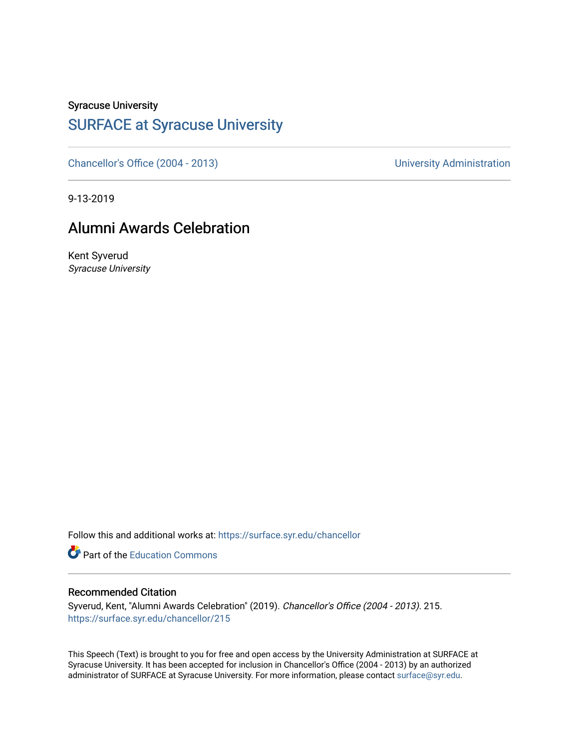Syracuse University

# SURFACE at Syracuse University

Chancellor's Office (2004 - 2013) University Administration

9-13-2019

## Alumni Awards Celebration

Kent Syverud
*Syracuse University*

Follow this and additional works at: https://surface.syr.edu/chancellor

Part of the Education Commons

### Recommended Citation

Syverud, Kent, "Alumni Awards Celebration" (2019). *Chancellor's Office (2004 - 2013)*. 215.
https://surface.syr.edu/chancellor/215

This Speech (Text) is brought to you for free and open access by the University Administration at SURFACE at Syracuse University. It has been accepted for inclusion in Chancellor's Office (2004 - 2013) by an authorized administrator of SURFACE at Syracuse University. For more information, please contact surface@syr.edu.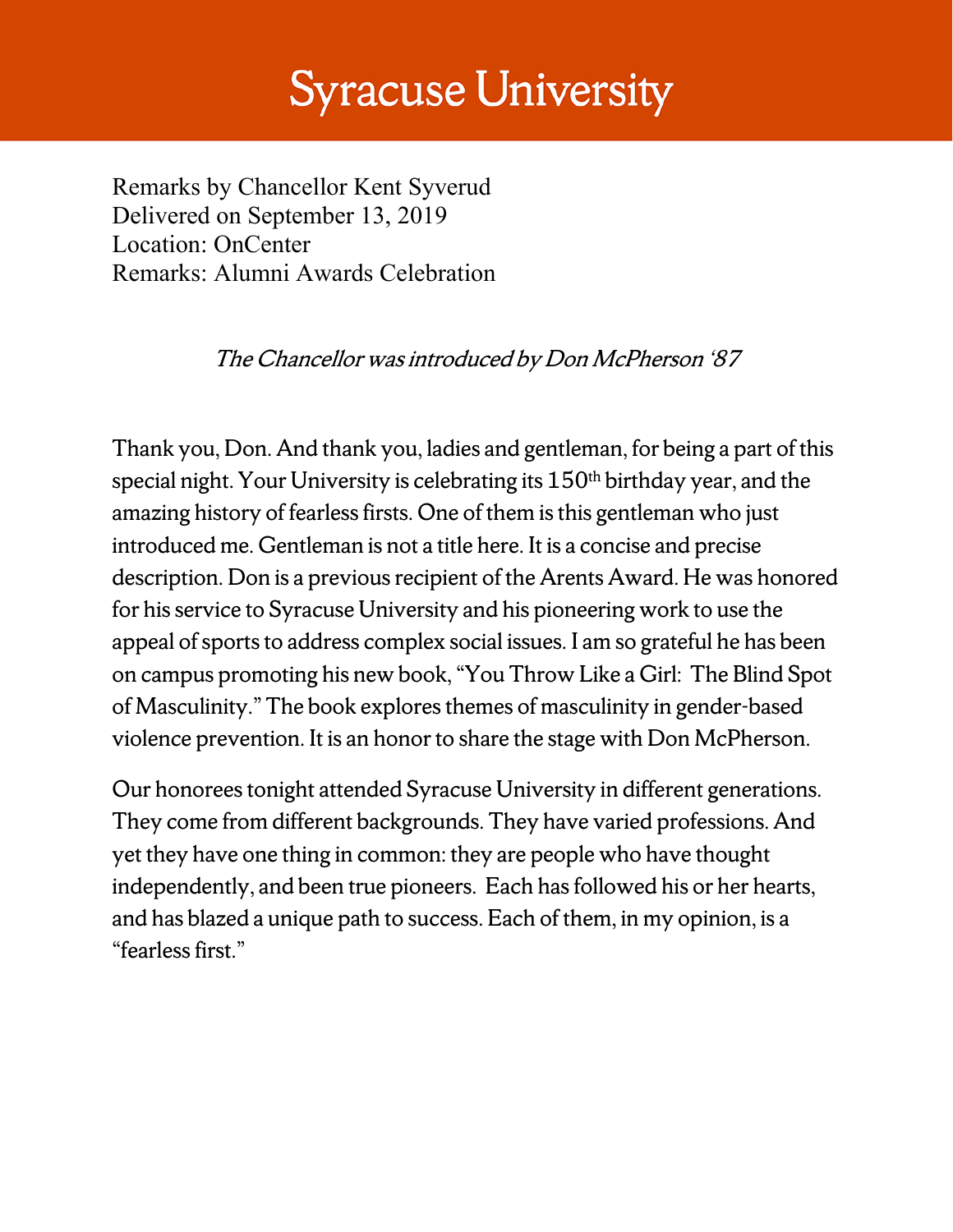# Syracuse University

Remarks by Chancellor Kent Syverud
Delivered on September 13, 2019
Location: OnCenter
Remarks: Alumni Awards Celebration

*The Chancellor was introduced by Don McPherson '87*

Thank you, Don. And thank you, ladies and gentleman, for being a part of this special night. Your University is celebrating its 150th birthday year, and the amazing history of fearless firsts. One of them is this gentleman who just introduced me. Gentleman is not a title here. It is a concise and precise description. Don is a previous recipient of the Arents Award. He was honored for his service to Syracuse University and his pioneering work to use the appeal of sports to address complex social issues. I am so grateful he has been on campus promoting his new book, "You Throw Like a Girl: The Blind Spot of Masculinity." The book explores themes of masculinity in gender-based violence prevention. It is an honor to share the stage with Don McPherson.

Our honorees tonight attended Syracuse University in different generations. They come from different backgrounds. They have varied professions. And yet they have one thing in common: they are people who have thought independently, and been true pioneers. Each has followed his or her hearts, and has blazed a unique path to success. Each of them, in my opinion, is a "fearless first."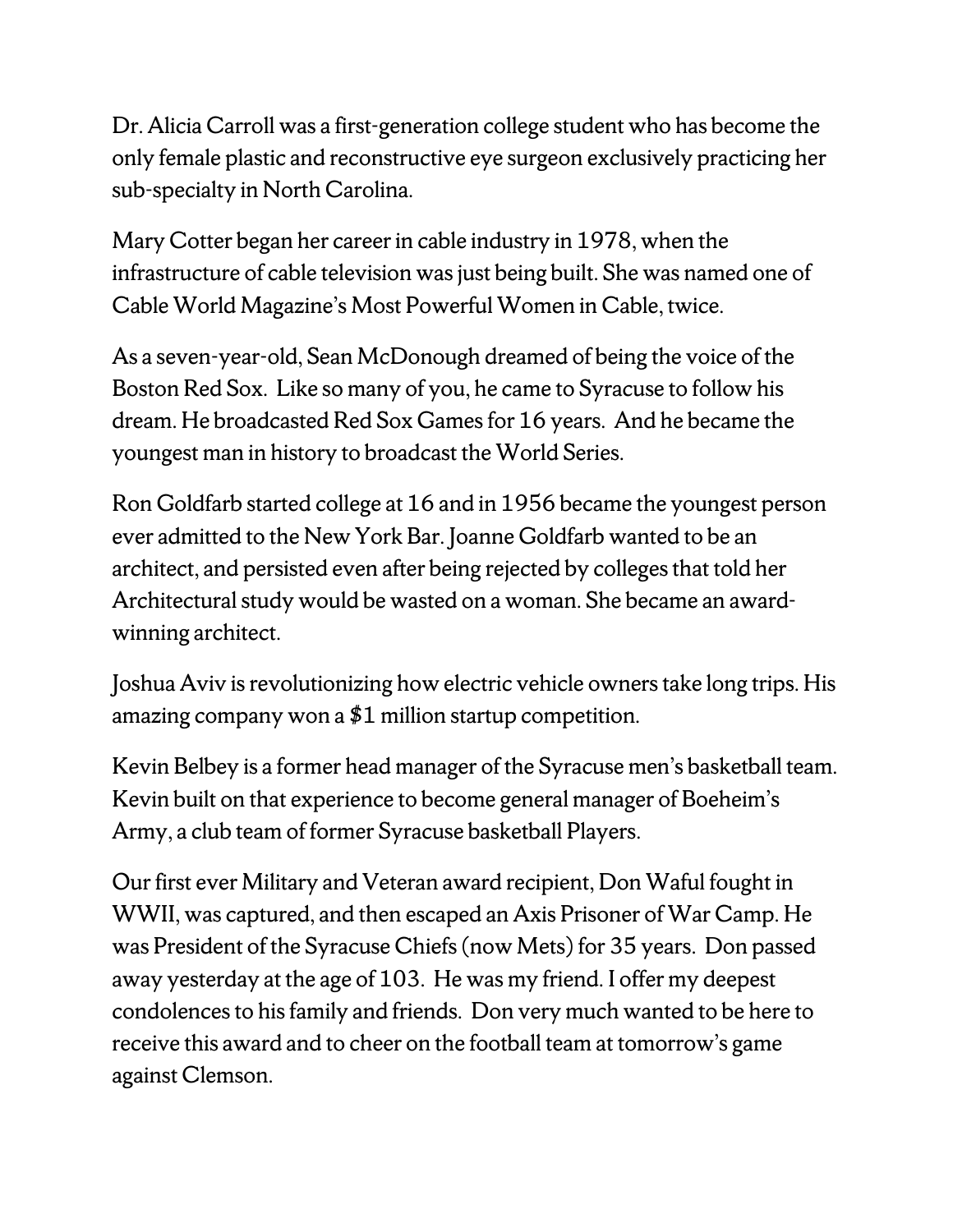Dr. Alicia Carroll was a first-generation college student who has become the only female plastic and reconstructive eye surgeon exclusively practicing her sub-specialty in North Carolina.

Mary Cotter began her career in cable industry in 1978, when the infrastructure of cable television was just being built. She was named one of Cable World Magazine's Most Powerful Women in Cable, twice.

As a seven-year-old, Sean McDonough dreamed of being the voice of the Boston Red Sox. Like so many of you, he came to Syracuse to follow his dream. He broadcasted Red Sox Games for 16 years. And he became the youngest man in history to broadcast the World Series.

Ron Goldfarb started college at 16 and in 1956 became the youngest person ever admitted to the New York Bar. Joanne Goldfarb wanted to be an architect, and persisted even after being rejected by colleges that told her Architectural study would be wasted on a woman. She became an award-winning architect.

Joshua Aviv is revolutionizing how electric vehicle owners take long trips. His amazing company won a $1 million startup competition.

Kevin Belbey is a former head manager of the Syracuse men's basketball team. Kevin built on that experience to become general manager of Boeheim's Army, a club team of former Syracuse basketball Players.

Our first ever Military and Veteran award recipient, Don Waful fought in WWII, was captured, and then escaped an Axis Prisoner of War Camp. He was President of the Syracuse Chiefs (now Mets) for 35 years. Don passed away yesterday at the age of 103. He was my friend. I offer my deepest condolences to his family and friends. Don very much wanted to be here to receive this award and to cheer on the football team at tomorrow's game against Clemson.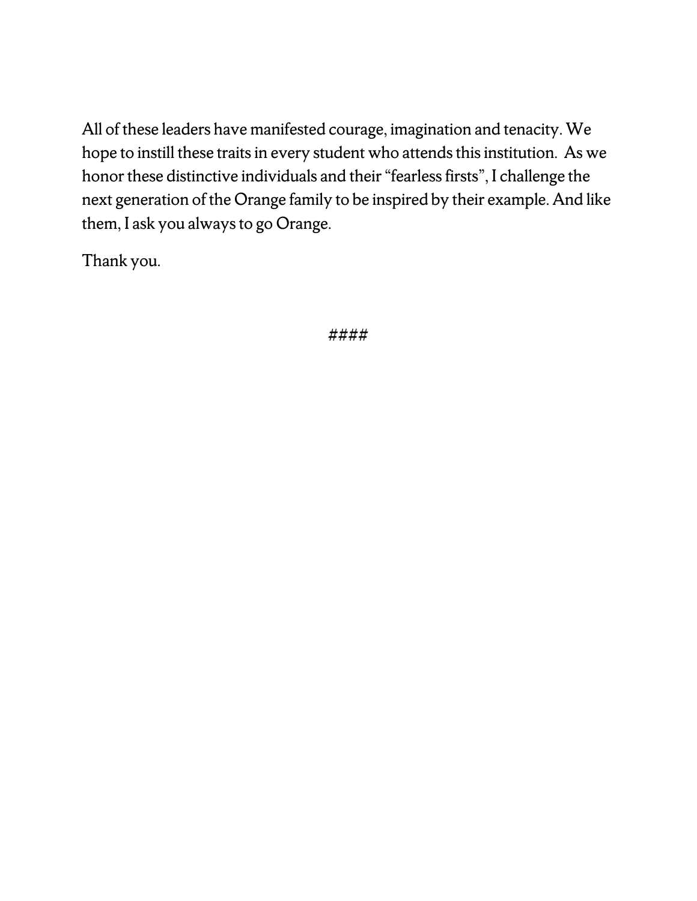All of these leaders have manifested courage, imagination and tenacity. We hope to instill these traits in every student who attends this institution. As we honor these distinctive individuals and their "fearless firsts", I challenge the next generation of the Orange family to be inspired by their example. And like them, I ask you always to go Orange.

Thank you.

####